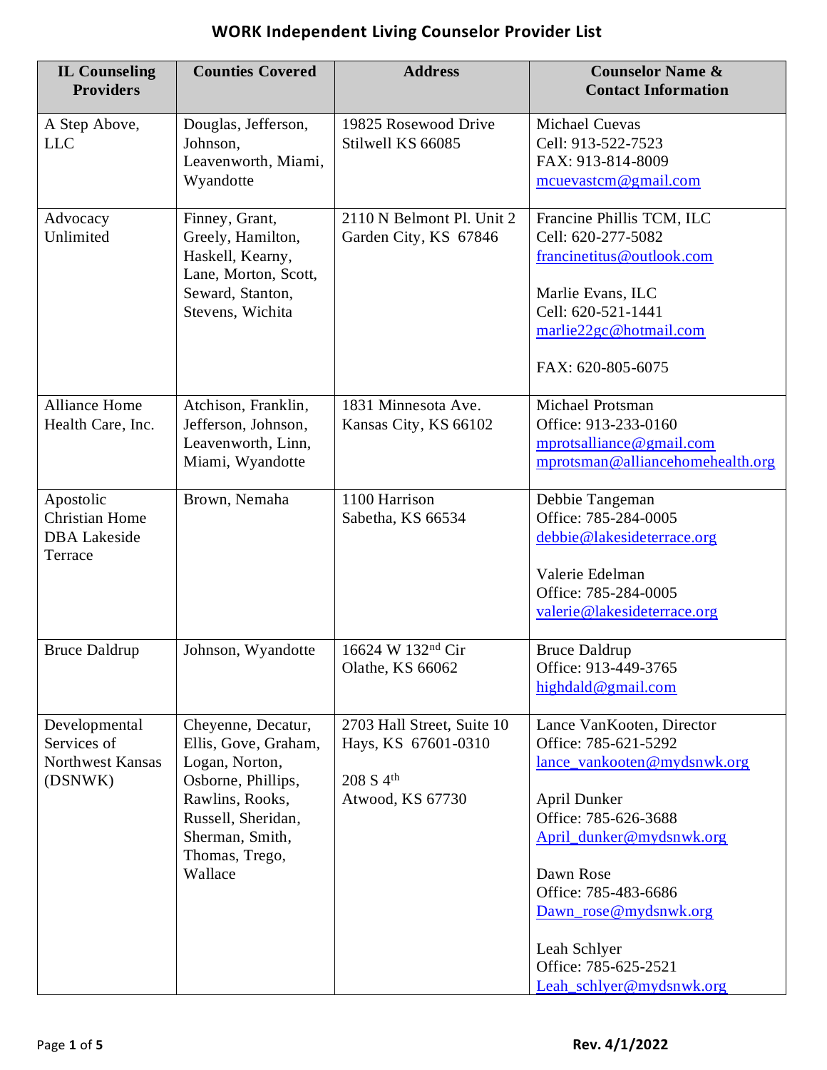# WORK Independent Living Counselor Provider List

| IL Counseling Providers | Counties Covered | Address | Counselor Name & Contact Information |
|---|---|---|---|
| A Step Above, LLC | Douglas, Jefferson, Johnson, Leavenworth, Miami, Wyandotte | 19825 Rosewood Drive<br>Stilwell KS 66085 | Michael Cuevas<br>Cell: 913-522-7523<br>FAX: 913-814-8009<br>mcuevastcm@gmail.com |
| Advocacy Unlimited | Finney, Grant, Greely, Hamilton, Haskell, Kearny, Lane, Morton, Scott, Seward, Stanton, Stevens, Wichita | 2110 N Belmont Pl. Unit 2<br>Garden City, KS 67846 | Francine Phillis TCM, ILC<br>Cell: 620-277-5082<br>francinetitus@outlook.com<br><br>Marlie Evans, ILC<br>Cell: 620-521-1441<br>marlie22gc@hotmail.com<br><br>FAX: 620-805-6075 |
| Alliance Home Health Care, Inc. | Atchison, Franklin, Jefferson, Johnson, Leavenworth, Linn, Miami, Wyandotte | 1831 Minnesota Ave.<br>Kansas City, KS 66102 | Michael Protsman<br>Office: 913-233-0160<br>mprotsalliance@gmail.com<br>mprotsman@alliancehomehealth.org |
| Apostolic Christian Home DBA Lakeside Terrace | Brown, Nemaha | 1100 Harrison<br>Sabetha, KS 66534 | Debbie Tangeman<br>Office: 785-284-0005<br>debbie@lakesideterrace.org<br><br>Valerie Edelman<br>Office: 785-284-0005<br>valerie@lakesideterrace.org |
| Bruce Daldrup | Johnson, Wyandotte | 16624 W 132nd Cir<br>Olathe, KS 66062 | Bruce Daldrup<br>Office: 913-449-3765<br>highdald@gmail.com |
| Developmental Services of Northwest Kansas (DSNWK) | Cheyenne, Decatur, Ellis, Gove, Graham, Logan, Norton, Osborne, Phillips, Rawlins, Rooks, Russell, Sheridan, Sherman, Smith, Thomas, Trego, Wallace | 2703 Hall Street, Suite 10<br>Hays, KS 67601-0310<br><br>208 S 4th<br>Atwood, KS 67730 | Lance VanKooten, Director<br>Office: 785-621-5292<br>lance_vankooten@mydsnwk.org<br><br>April Dunker<br>Office: 785-626-3688<br>April_dunker@mydsnwk.org<br><br>Dawn Rose<br>Office: 785-483-6686<br>Dawn_rose@mydsnwk.org<br><br>Leah Schlyer<br>Office: 785-625-2521<br>Leah_schlyer@mydsnwk.org |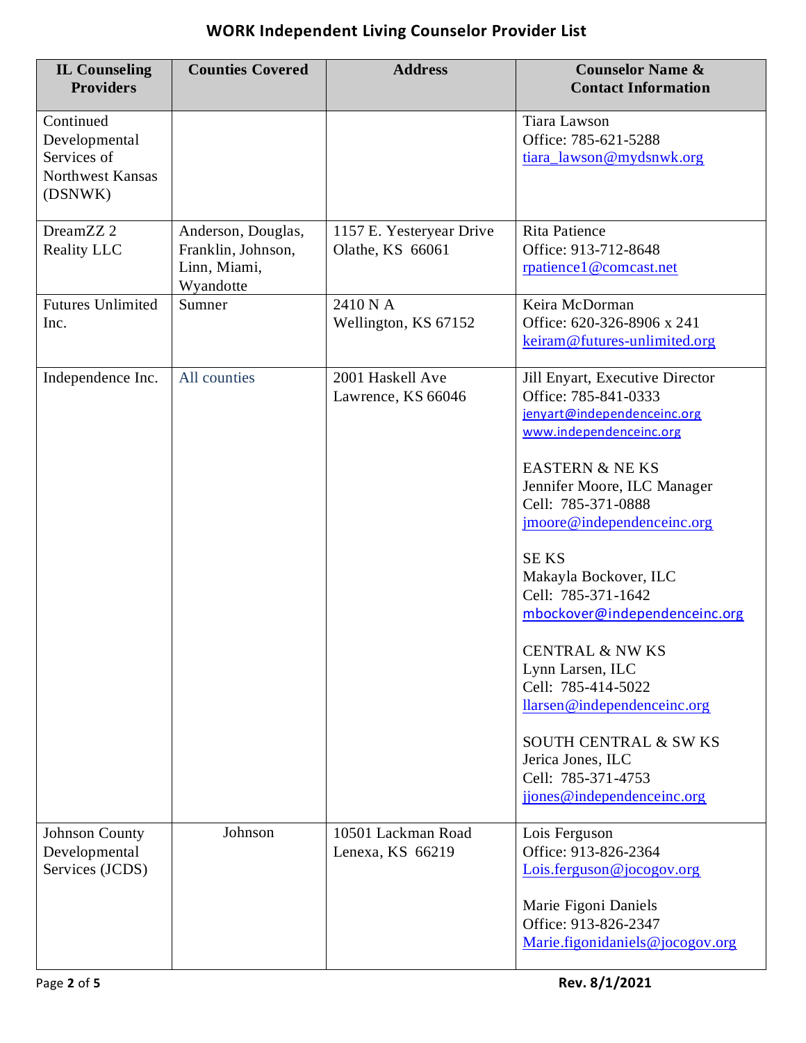# WORK Independent Living Counselor Provider List

| IL Counseling Providers | Counties Covered | Address | Counselor Name & Contact Information |
|---|---|---|---|
| Continued Developmental Services of Northwest Kansas (DSNWK) | | | Tiara Lawson<br>Office: 785-621-5288<br>tiara_lawson@mydsnwk.org |
| DreamZZ 2 Reality LLC | Anderson, Douglas, Franklin, Johnson, Linn, Miami, Wyandotte | 1157 E. Yesteryear Drive<br>Olathe, KS 66061 | Rita Patience<br>Office: 913-712-8648<br>rpatience1@comcast.net |
| Futures Unlimited Inc. | Sumner | 2410 N A<br>Wellington, KS 67152 | Keira McDorman<br>Office: 620-326-8906 x 241<br>keiram@futures-unlimited.org |
| Independence Inc. | All counties | 2001 Haskell Ave<br>Lawrence, KS 66046 | Jill Enyart, Executive Director<br>Office: 785-841-0333<br>jenyart@independenceinc.org<br>www.independenceinc.org<br><br>EASTERN & NE KS<br>Jennifer Moore, ILC Manager<br>Cell: 785-371-0888<br>jmoore@independenceinc.org<br><br>SE KS<br>Makayla Bockover, ILC<br>Cell: 785-371-1642<br>mbockover@independenceinc.org<br><br>CENTRAL & NW KS<br>Lynn Larsen, ILC<br>Cell: 785-414-5022<br>llarsen@independenceinc.org<br><br>SOUTH CENTRAL & SW KS<br>Jerica Jones, ILC<br>Cell: 785-371-4753<br>jjones@independenceinc.org |
| Johnson County Developmental Services (JCDS) | Johnson | 10501 Lackman Road<br>Lenexa, KS 66219 | Lois Ferguson<br>Office: 913-826-2364<br>Lois.ferguson@jocogov.org<br><br>Marie Figoni Daniels<br>Office: 913-826-2347<br>Marie.figonidaniels@jocogov.org |

Rev. 8/1/2021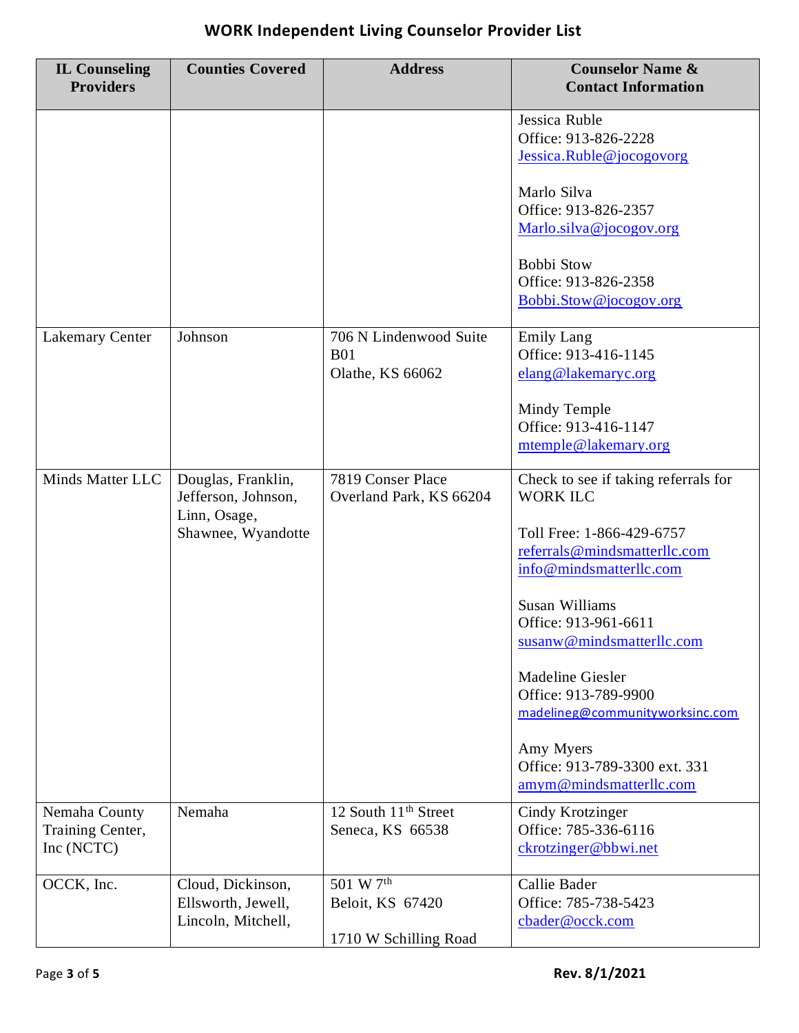# WORK Independent Living Counselor Provider List

| IL Counseling Providers | Counties Covered | Address | Counselor Name & Contact Information |
|---|---|---|---|
| | | | Jessica Ruble<br>Office: 913-826-2228<br>Jessica.Ruble@jocogovorg<br><br>Marlo Silva<br>Office: 913-826-2357<br>Marlo.silva@jocogov.org<br><br>Bobbi Stow<br>Office: 913-826-2358<br>Bobbi.Stow@jocogov.org |
| Lakemary Center | Johnson | 706 N Lindenwood Suite B01<br>Olathe, KS 66062 | Emily Lang<br>Office: 913-416-1145<br>elang@lakemaryc.org<br><br>Mindy Temple<br>Office: 913-416-1147<br>mtemple@lakemary.org |
| Minds Matter LLC | Douglas, Franklin, Jefferson, Johnson, Linn, Osage, Shawnee, Wyandotte | 7819 Conser Place<br>Overland Park, KS 66204 | Check to see if taking referrals for WORK ILC<br><br>Toll Free: 1-866-429-6757<br>referrals@mindsmatterllc.com<br>info@mindsmatterllc.com<br><br>Susan Williams<br>Office: 913-961-6611<br>susanw@mindsmatterllc.com<br><br>Madeline Giesler<br>Office: 913-789-9900<br>madelineg@communityworksinc.com<br><br>Amy Myers<br>Office: 913-789-3300 ext. 331<br>amym@mindsmatterllc.com |
| Nemaha County Training Center, Inc (NCTC) | Nemaha | 12 South 11th Street<br>Seneca, KS 66538 | Cindy Krotzinger<br>Office: 785-336-6116<br>ckrotzinger@bbwi.net |
| OCCK, Inc. | Cloud, Dickinson, Ellsworth, Jewell, Lincoln, Mitchell, | 501 W 7th<br>Beloit, KS 67420<br><br>1710 W Schilling Road | Callie Bader<br>Office: 785-738-5423<br>cbader@occk.com |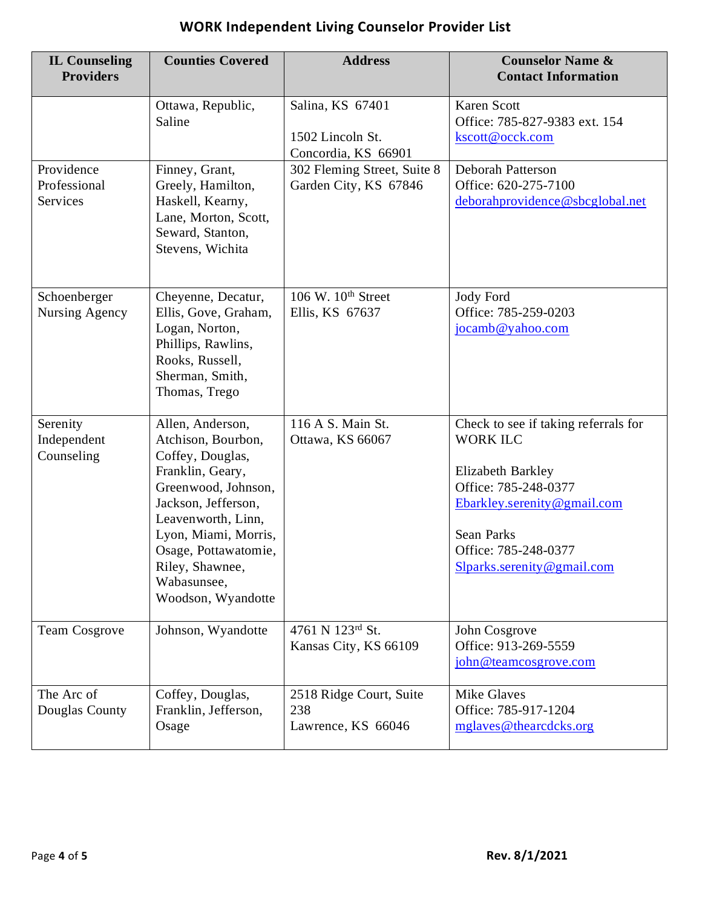## WORK Independent Living Counselor Provider List

| IL Counseling Providers | Counties Covered | Address | Counselor Name & Contact Information |
| --- | --- | --- | --- |
| | Ottawa, Republic, Saline | Salina, KS 67401<br><br>1502 Lincoln St.<br>Concordia, KS 66901 | Karen Scott<br>Office: 785-827-9383 ext. 154<br>kscott@occk.com |
| Providence Professional Services | Finney, Grant, Greely, Hamilton, Haskell, Kearny, Lane, Morton, Scott, Seward, Stanton, Stevens, Wichita | 302 Fleming Street, Suite 8<br>Garden City, KS 67846 | Deborah Patterson<br>Office: 620-275-7100<br>deborahprovidence@sbcglobal.net |
| Schoenberger Nursing Agency | Cheyenne, Decatur, Ellis, Gove, Graham, Logan, Norton, Phillips, Rawlins, Rooks, Russell, Sherman, Smith, Thomas, Trego | 106 W. 10th Street<br>Ellis, KS 67637 | Jody Ford<br>Office: 785-259-0203<br>jocamb@yahoo.com |
| Serenity Independent Counseling | Allen, Anderson, Atchison, Bourbon, Coffey, Douglas, Franklin, Geary, Greenwood, Johnson, Jackson, Jefferson, Leavenworth, Linn, Lyon, Miami, Morris, Osage, Pottawatomie, Riley, Shawnee, Wabasunsee, Woodson, Wyandotte | 116 A S. Main St.<br>Ottawa, KS 66067 | Check to see if taking referrals for WORK ILC<br><br>Elizabeth Barkley<br>Office: 785-248-0377<br>Ebarkley.serenity@gmail.com<br><br>Sean Parks<br>Office: 785-248-0377<br>Slparks.serenity@gmail.com |
| Team Cosgrove | Johnson, Wyandotte | 4761 N 123rd St.<br>Kansas City, KS 66109 | John Cosgrove<br>Office: 913-269-5559<br>john@teamcosgrove.com |
| The Arc of Douglas County | Coffey, Douglas, Franklin, Jefferson, Osage | 2518 Ridge Court, Suite 238<br>Lawrence, KS 66046 | Mike Glaves<br>Office: 785-917-1204<br>mglaves@thearcdcks.org |

Rev. 8/1/2021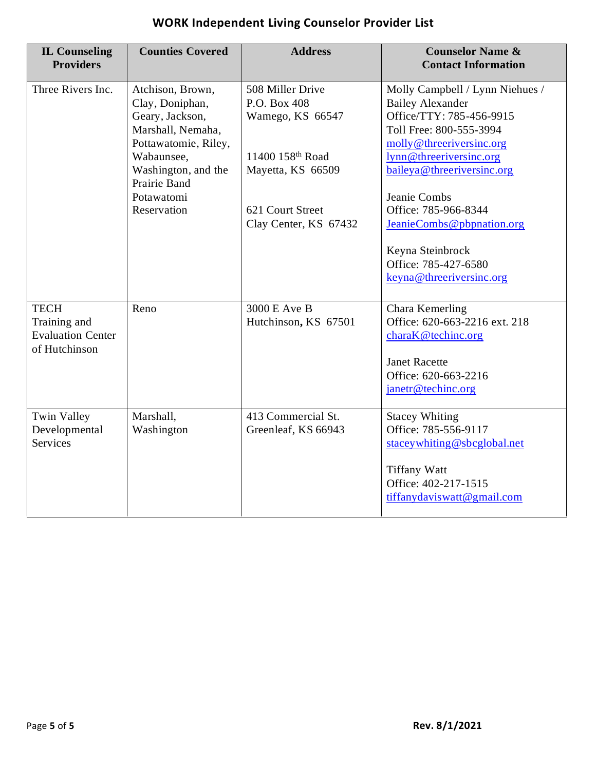# WORK Independent Living Counselor Provider List

| IL Counseling Providers | Counties Covered | Address | Counselor Name & Contact Information |
|---|---|---|---|
| Three Rivers Inc. | Atchison, Brown, Clay, Doniphan, Geary, Jackson, Marshall, Nemaha, Pottawatomie, Riley, Wabaunsee, Washington, and the Prairie Band Potawatomi Reservation | 508 Miller Drive<br>P.O. Box 408<br>Wamego, KS 66547<br><br>11400 158th Road<br>Mayetta, KS 66509<br><br>621 Court Street<br>Clay Center, KS 67432 | Molly Campbell / Lynn Niehues / Bailey Alexander<br>Office/TTY: 785-456-9915<br>Toll Free: 800-555-3994<br>molly@threeriversinc.org<br>lynn@threeriversinc.org<br>baileya@threeriversinc.org<br><br>Jeanie Combs<br>Office: 785-966-8344<br>JeanieCombs@pbpnation.org<br><br>Keyna Steinbrock<br>Office: 785-427-6580<br>keyna@threeriversinc.org |
| TECH<br>Training and Evaluation Center of Hutchinson | Reno | 3000 E Ave B<br>Hutchinson, KS 67501 | Chara Kemerling<br>Office: 620-663-2216 ext. 218<br>charaK@techinc.org<br><br>Janet Racette<br>Office: 620-663-2216<br>janetr@techinc.org |
| Twin Valley Developmental Services | Marshall, Washington | 413 Commercial St.<br>Greenleaf, KS 66943 | Stacey Whiting<br>Office: 785-556-9117<br>staceywhiting@sbcglobal.net<br><br>Tiffany Watt<br>Office: 402-217-1515<br>tiffanydaviswatt@gmail.com |

Rev. 8/1/2021